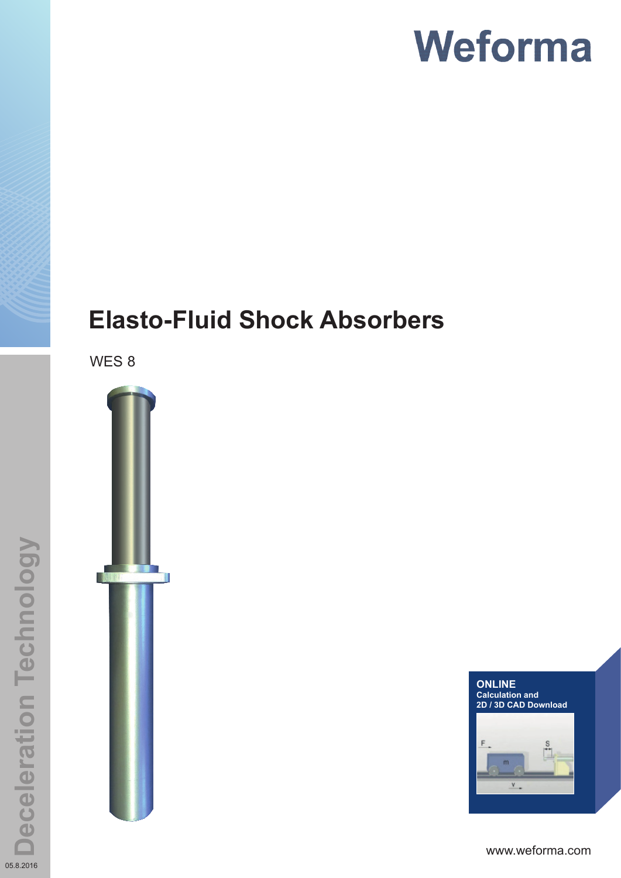# Weforma

# Elasto-Fluid Shock Absorbers

WES 8

**ONLINE**
**Calculation and**
**2D / 3D CAD Download**

www.weforma.com

Deceleration Technology

05.8.2016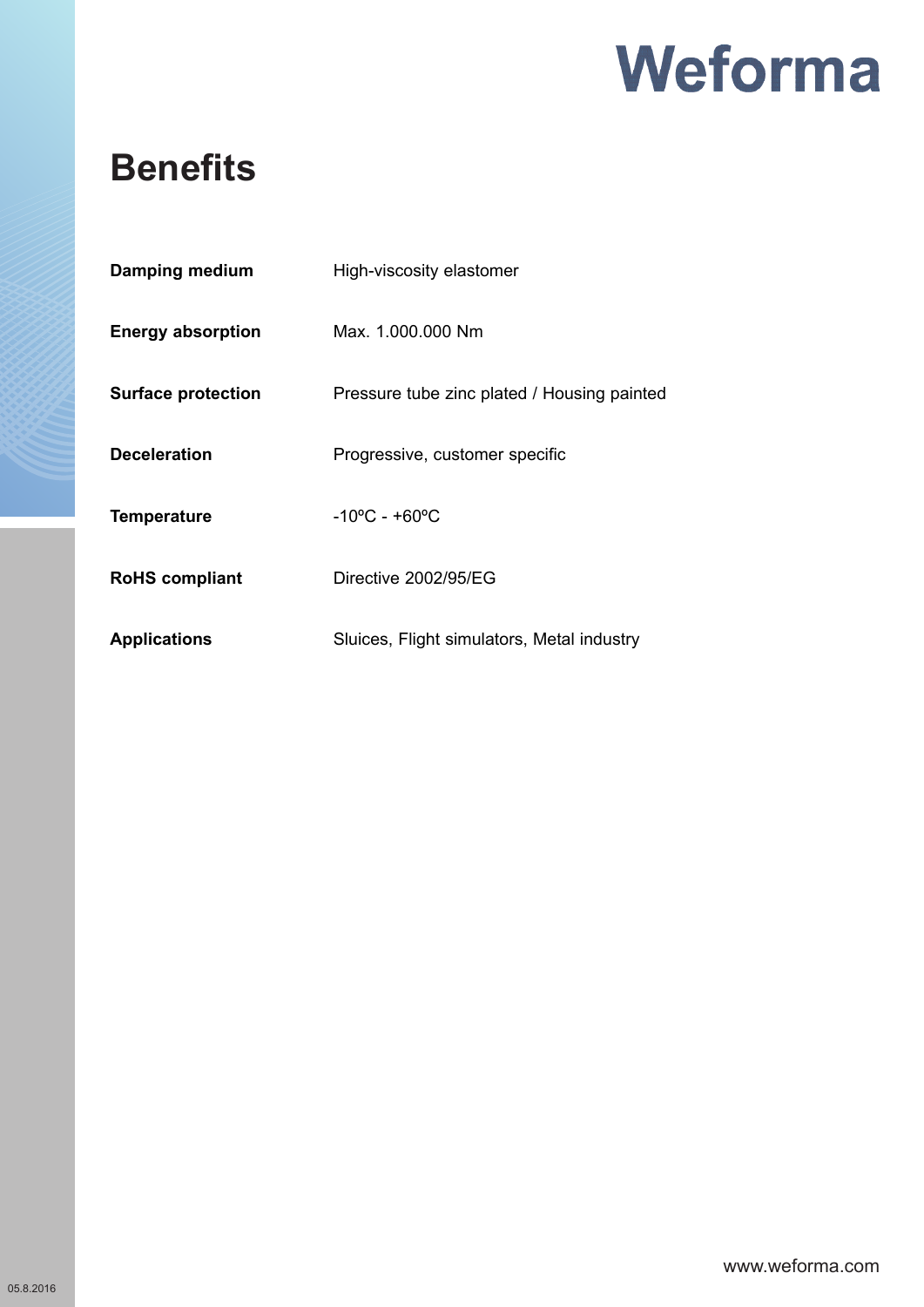# Benefits

| | |
|---|---|
| **Damping medium** | High-viscosity elastomer |
| **Energy absorption** | Max. 1.000.000 Nm |
| **Surface protection** | Pressure tube zinc plated / Housing painted |
| **Deceleration** | Progressive, customer specific |
| **Temperature** | -10ºC - +60ºC |
| **RoHS compliant** | Directive 2002/95/EG |
| **Applications** | Sluices, Flight simulators, Metal industry |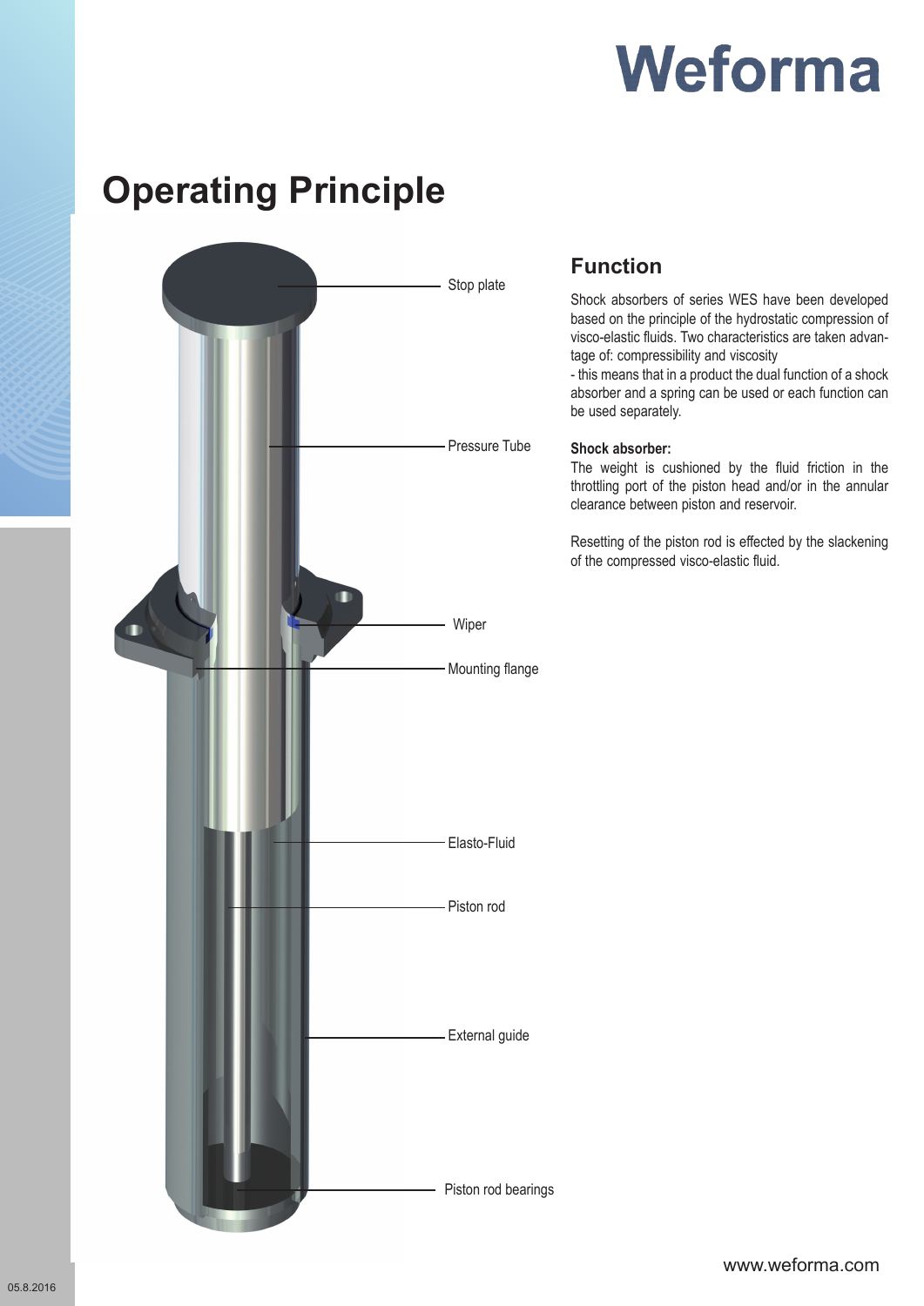# Operating Principle

Stop plate

Pressure Tube

Wiper

Mounting flange

Elasto-Fluid

Piston rod

External guide

Piston rod bearings

## Function

Shock absorbers of series WES have been developed based on the principle of the hydrostatic compression of visco-elastic fluids. Two characteristics are taken advantage of: compressibility and viscosity
- this means that in a product the dual function of a shock absorber and a spring can be used or each function can be used separately.

**Shock absorber:**
The weight is cushioned by the fluid friction in the throttling port of the piston head and/or in the annular clearance between piston and reservoir.

Resetting of the piston rod is effected by the slackening of the compressed visco-elastic fluid.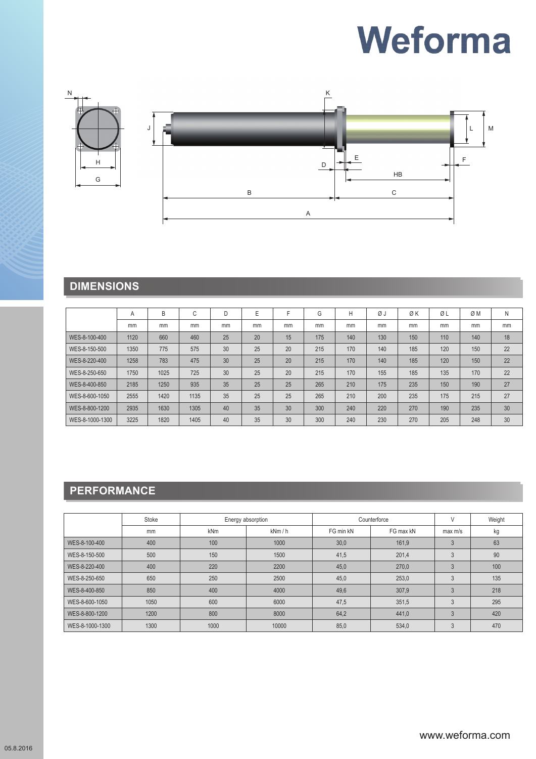# Weforma

## DIMENSIONS

| | A | B | C | D | E | F | G | H | Ø J | Ø K | Ø L | Ø M | N |
|---|---|---|---|---|---|---|---|---|---|---|---|---|---|
| | mm | mm | mm | mm | mm | mm | mm | mm | mm | mm | mm | mm | mm |
| WES-8-100-400 | 1120 | 660 | 460 | 25 | 20 | 15 | 175 | 140 | 130 | 150 | 110 | 140 | 18 |
| WES-8-150-500 | 1350 | 775 | 575 | 30 | 25 | 20 | 215 | 170 | 140 | 185 | 120 | 150 | 22 |
| WES-8-220-400 | 1258 | 783 | 475 | 30 | 25 | 20 | 215 | 170 | 140 | 185 | 120 | 150 | 22 |
| WES-8-250-650 | 1750 | 1025 | 725 | 30 | 25 | 20 | 215 | 170 | 155 | 185 | 135 | 170 | 22 |
| WES-8-400-850 | 2185 | 1250 | 935 | 35 | 25 | 25 | 265 | 210 | 175 | 235 | 150 | 190 | 27 |
| WES-8-600-1050 | 2555 | 1420 | 1135 | 35 | 25 | 25 | 265 | 210 | 200 | 235 | 175 | 215 | 27 |
| WES-8-800-1200 | 2935 | 1630 | 1305 | 40 | 35 | 30 | 300 | 240 | 220 | 270 | 190 | 235 | 30 |
| WES-8-1000-1300 | 3225 | 1820 | 1405 | 40 | 35 | 30 | 300 | 240 | 230 | 270 | 205 | 248 | 30 |

## PERFORMANCE

| | Stoke | Energy absorption | | Counterforce | | V | Weight |
|---|---|---|---|---|---|---|---|
| | mm | kNm | kNm / h | FG min kN | FG max kN | max m/s | kg |
| WES-8-100-400 | 400 | 100 | 1000 | 30,0 | 161,9 | 3 | 63 |
| WES-8-150-500 | 500 | 150 | 1500 | 41,5 | 201,4 | 3 | 90 |
| WES-8-220-400 | 400 | 220 | 2200 | 45,0 | 270,0 | 3 | 100 |
| WES-8-250-650 | 650 | 250 | 2500 | 45,0 | 253,0 | 3 | 135 |
| WES-8-400-850 | 850 | 400 | 4000 | 49,6 | 307,9 | 3 | 218 |
| WES-8-600-1050 | 1050 | 600 | 6000 | 47,5 | 351,5 | 3 | 295 |
| WES-8-800-1200 | 1200 | 800 | 8000 | 64,2 | 441,0 | 3 | 420 |
| WES-8-1000-1300 | 1300 | 1000 | 10000 | 85,0 | 534,0 | 3 | 470 |

www.weforma.com

05.8.2016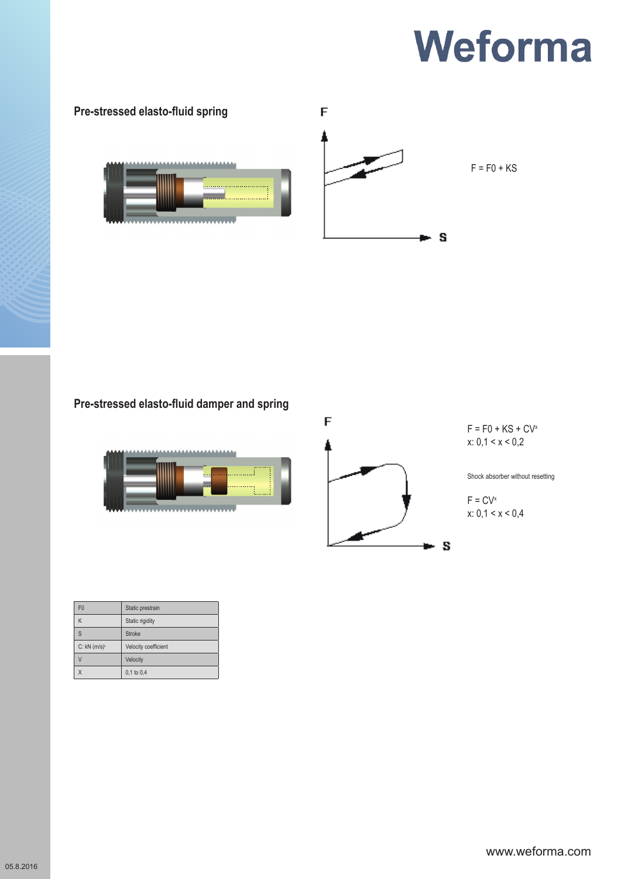## Pre-stressed elasto-fluid spring

$F = F0 + KS$

## Pre-stressed elasto-fluid damper and spring

$F = F0 + KS + CV^x$

$x: 0{,}1 < x < 0{,}2$

Shock absorber without resetting

$F = CV^x$

$x: 0{,}1 < x < 0{,}4$

| | |
|---|---|
| F0 | Static prestrain |
| K | Static rigidity |
| S | Stroke |
| C: kN $(m/s)^x$ | Velocity coefficient |
| V | Velocity |
| X | 0,1 to 0,4 |

www.weforma.com

05.8.2016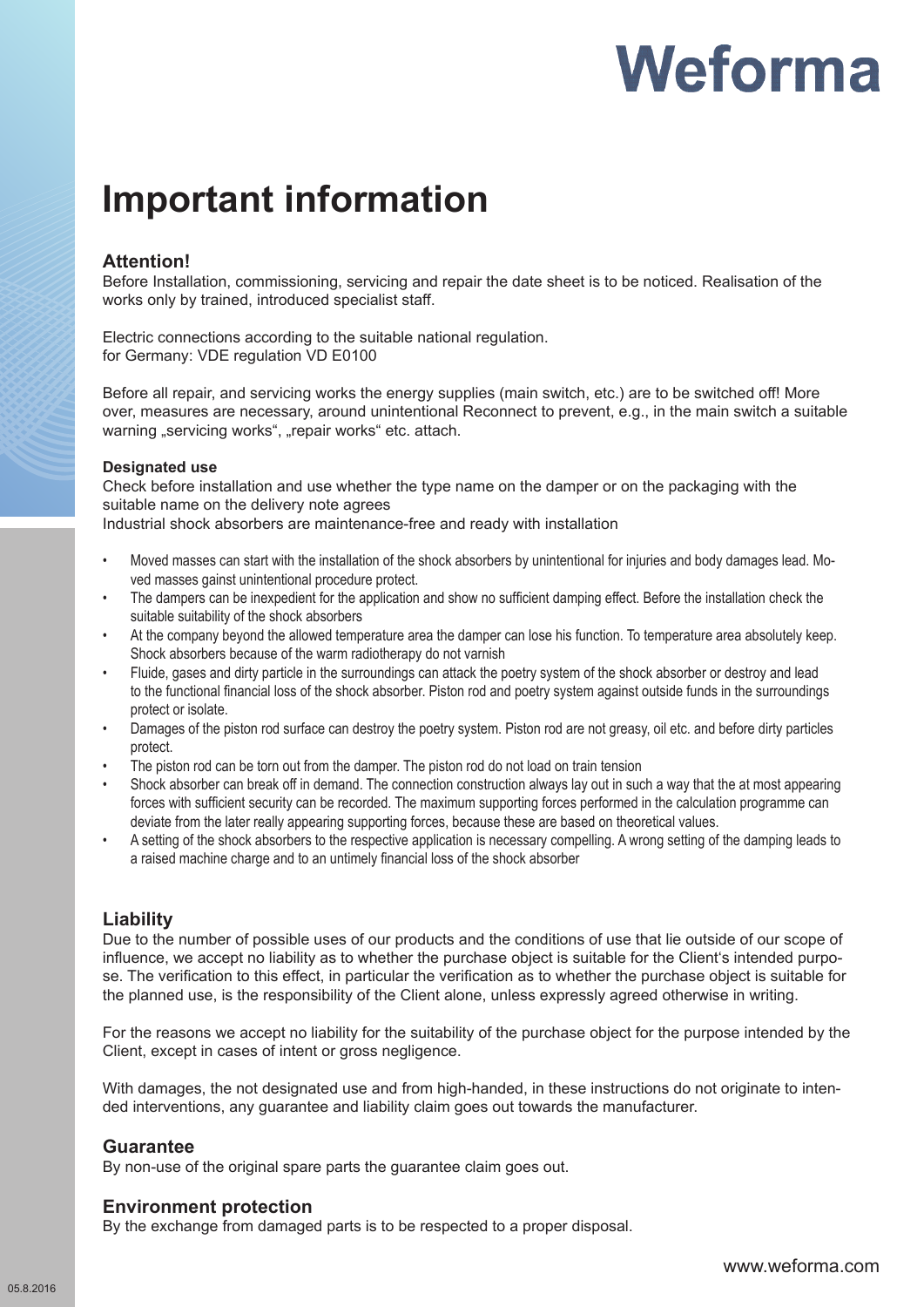Weforma

# Important information

### Attention!

Before Installation, commissioning, servicing and repair the date sheet is to be noticed. Realisation of the works only by trained, introduced specialist staff.

Electric connections according to the suitable national regulation.
for Germany: VDE regulation VD E0100

Before all repair, and servicing works the energy supplies (main switch, etc.) are to be switched off! More over, measures are necessary, around unintentional Reconnect to prevent, e.g., in the main switch a suitable warning „servicing works“, „repair works“ etc. attach.

**Designated use**

Check before installation and use whether the type name on the damper or on the packaging with the suitable name on the delivery note agrees
Industrial shock absorbers are maintenance-free and ready with installation

- Moved masses can start with the installation of the shock absorbers by unintentional for injuries and body damages lead. Moved masses gainst unintentional procedure protect.
- The dampers can be inexpedient for the application and show no sufficient damping effect. Before the installation check the suitable suitability of the shock absorbers
- At the company beyond the allowed temperature area the damper can lose his function. To temperature area absolutely keep. Shock absorbers because of the warm radiotherapy do not varnish
- Fluide, gases and dirty particle in the surroundings can attack the poetry system of the shock absorber or destroy and lead to the functional financial loss of the shock absorber. Piston rod and poetry system against outside funds in the surroundings protect or isolate.
- Damages of the piston rod surface can destroy the poetry system. Piston rod are not greasy, oil etc. and before dirty particles protect.
- The piston rod can be torn out from the damper. The piston rod do not load on train tension
- Shock absorber can break off in demand. The connection construction always lay out in such a way that the at most appearing forces with sufficient security can be recorded. The maximum supporting forces performed in the calculation programme can deviate from the later really appearing supporting forces, because these are based on theoretical values.
- A setting of the shock absorbers to the respective application is necessary compelling. A wrong setting of the damping leads to a raised machine charge and to an untimely financial loss of the shock absorber

### Liability

Due to the number of possible uses of our products and the conditions of use that lie outside of our scope of influence, we accept no liability as to whether the purchase object is suitable for the Client's intended purpose. The verification to this effect, in particular the verification as to whether the purchase object is suitable for the planned use, is the responsibility of the Client alone, unless expressly agreed otherwise in writing.

For the reasons we accept no liability for the suitability of the purchase object for the purpose intended by the Client, except in cases of intent or gross negligence.

With damages, the not designated use and from high-handed, in these instructions do not originate to intended interventions, any guarantee and liability claim goes out towards the manufacturer.

### Guarantee

By non-use of the original spare parts the guarantee claim goes out.

### Environment protection

By the exchange from damaged parts is to be respected to a proper disposal.

www.weforma.com

05.8.2016